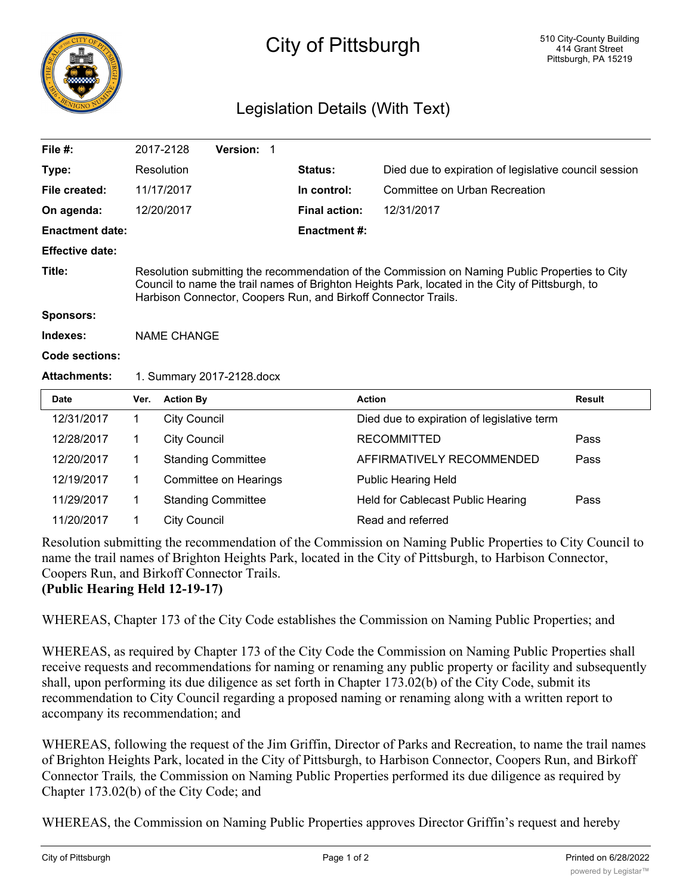# City of Pittsburgh

510 City-County Building
414 Grant Street
Pittsburgh, PA 15219

## Legislation Details (With Text)

| | | | |
|---|---|---|---|
| **File #:** | 2017-2128 **Version:** 1 | | |
| **Type:** | Resolution | **Status:** | Died due to expiration of legislative council session |
| **File created:** | 11/17/2017 | **In control:** | Committee on Urban Recreation |
| **On agenda:** | 12/20/2017 | **Final action:** | 12/31/2017 |
| **Enactment date:** | | **Enactment #:** | |
| **Effective date:** | | | |
| **Title:** | Resolution submitting the recommendation of the Commission on Naming Public Properties to City Council to name the trail names of Brighton Heights Park, located in the City of Pittsburgh, to Harbison Connector, Coopers Run, and Birkoff Connector Trails. | | |
| **Sponsors:** | | | |
| **Indexes:** | NAME CHANGE | | |
| **Code sections:** | | | |
| **Attachments:** | 1. Summary 2017-2128.docx | | |

| Date | Ver. | Action By | Action | Result |
|---|---|---|---|---|
| 12/31/2017 | 1 | City Council | Died due to expiration of legislative term | |
| 12/28/2017 | 1 | City Council | RECOMMITTED | Pass |
| 12/20/2017 | 1 | Standing Committee | AFFIRMATIVELY RECOMMENDED | Pass |
| 12/19/2017 | 1 | Committee on Hearings | Public Hearing Held | |
| 11/29/2017 | 1 | Standing Committee | Held for Cablecast Public Hearing | Pass |
| 11/20/2017 | 1 | City Council | Read and referred | |

Resolution submitting the recommendation of the Commission on Naming Public Properties to City Council to name the trail names of Brighton Heights Park, located in the City of Pittsburgh, to Harbison Connector, Coopers Run, and Birkoff Connector Trails.
**(Public Hearing Held 12-19-17)**

WHEREAS, Chapter 173 of the City Code establishes the Commission on Naming Public Properties; and

WHEREAS, as required by Chapter 173 of the City Code the Commission on Naming Public Properties shall receive requests and recommendations for naming or renaming any public property or facility and subsequently shall, upon performing its due diligence as set forth in Chapter 173.02(b) of the City Code, submit its recommendation to City Council regarding a proposed naming or renaming along with a written report to accompany its recommendation; and

WHEREAS, following the request of the Jim Griffin, Director of Parks and Recreation, to name the trail names of Brighton Heights Park, located in the City of Pittsburgh, to Harbison Connector, Coopers Run, and Birkoff Connector Trails*,* the Commission on Naming Public Properties performed its due diligence as required by Chapter 173.02(b) of the City Code; and

WHEREAS, the Commission on Naming Public Properties approves Director Griffin's request and hereby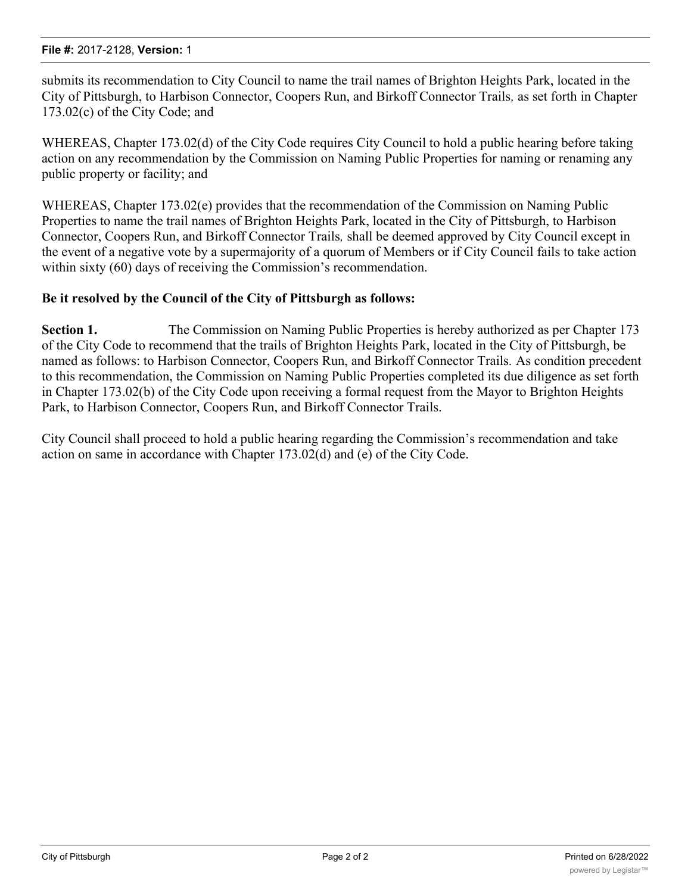submits its recommendation to City Council to name the trail names of Brighton Heights Park, located in the City of Pittsburgh, to Harbison Connector, Coopers Run, and Birkoff Connector Trails*,* as set forth in Chapter 173.02(c) of the City Code; and

WHEREAS, Chapter 173.02(d) of the City Code requires City Council to hold a public hearing before taking action on any recommendation by the Commission on Naming Public Properties for naming or renaming any public property or facility; and

WHEREAS, Chapter 173.02(e) provides that the recommendation of the Commission on Naming Public Properties to name the trail names of Brighton Heights Park, located in the City of Pittsburgh, to Harbison Connector, Coopers Run, and Birkoff Connector Trails*,* shall be deemed approved by City Council except in the event of a negative vote by a supermajority of a quorum of Members or if City Council fails to take action within sixty (60) days of receiving the Commission's recommendation.

**Be it resolved by the Council of the City of Pittsburgh as follows:**

**Section 1.** The Commission on Naming Public Properties is hereby authorized as per Chapter 173 of the City Code to recommend that the trails of Brighton Heights Park, located in the City of Pittsburgh, be named as follows: to Harbison Connector, Coopers Run, and Birkoff Connector Trails*.* As condition precedent to this recommendation, the Commission on Naming Public Properties completed its due diligence as set forth in Chapter 173.02(b) of the City Code upon receiving a formal request from the Mayor to Brighton Heights Park, to Harbison Connector, Coopers Run, and Birkoff Connector Trails.

City Council shall proceed to hold a public hearing regarding the Commission's recommendation and take action on same in accordance with Chapter 173.02(d) and (e) of the City Code.